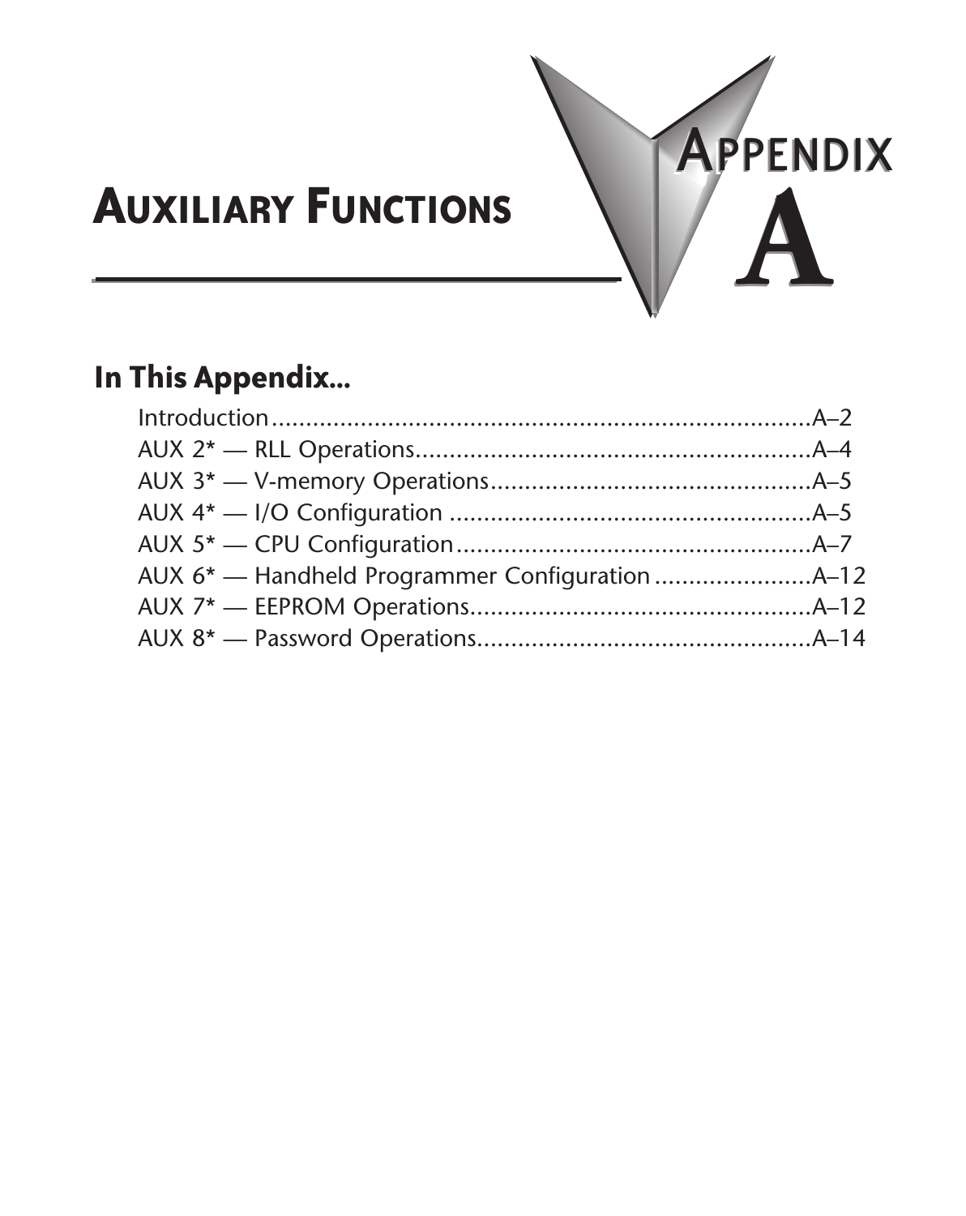# Appendix A

# Auxiliary Functions

## In This Appendix...

Introduction....................................................................................A–2
AUX 2* — RLL Operations..........................................................A–4
AUX 3* — V-memory Operations...............................................A–5
AUX 4* — I/O Configuration .....................................................A–5
AUX 5* — CPU Configuration....................................................A–7
AUX 6* — Handheld Programmer Configuration .......................A–12
AUX 7* — EEPROM Operations..................................................A–12
AUX 8* — Password Operations.................................................A–14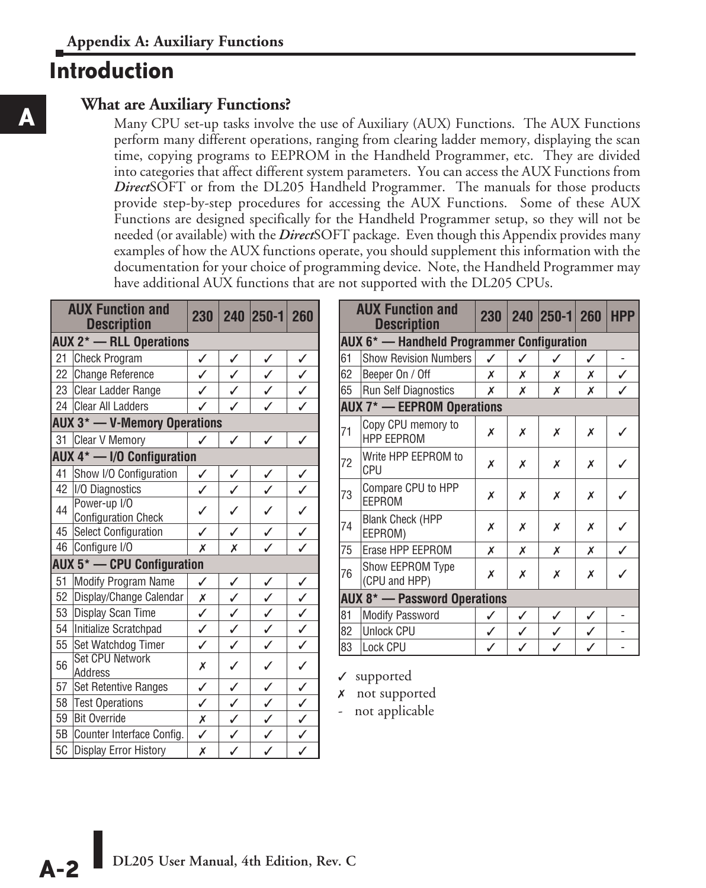## Introduction

### What are Auxiliary Functions?

Many CPU set-up tasks involve the use of Auxiliary (AUX) Functions. The AUX Functions perform many different operations, ranging from clearing ladder memory, displaying the scan time, copying programs to EEPROM in the Handheld Programmer, etc. They are divided into categories that affect different system parameters. You can access the AUX Functions from ***Direct***SOFT or from the DL205 Handheld Programmer. The manuals for those products provide step-by-step procedures for accessing the AUX Functions. Some of these AUX Functions are designed specifically for the Handheld Programmer setup, so they will not be needed (or available) with the ***Direct***SOFT package. Even though this Appendix provides many examples of how the AUX functions operate, you should supplement this information with the documentation for your choice of programming device. Note, the Handheld Programmer may have additional AUX functions that are not supported with the DL205 CPUs.

| AUX Function and Description | | 230 | 240 | 250-1 | 260 |
|---|---|---|---|---|---|
| **AUX 2* — RLL Operations** | | | | | |
| 21 | Check Program | ✓ | ✓ | ✓ | ✓ |
| 22 | Change Reference | ✓ | ✓ | ✓ | ✓ |
| 23 | Clear Ladder Range | ✓ | ✓ | ✓ | ✓ |
| 24 | Clear All Ladders | ✓ | ✓ | ✓ | ✓ |
| **AUX 3* — V-Memory Operations** | | | | | |
| 31 | Clear V Memory | ✓ | ✓ | ✓ | ✓ |
| **AUX 4* — I/O Configuration** | | | | | |
| 41 | Show I/O Configuration | ✓ | ✓ | ✓ | ✓ |
| 42 | I/O Diagnostics | ✓ | ✓ | ✓ | ✓ |
| 44 | Power-up I/O Configuration Check | ✓ | ✓ | ✓ | ✓ |
| 45 | Select Configuration | ✓ | ✓ | ✓ | ✓ |
| 46 | Configure I/O | ✗ | ✗ | ✓ | ✓ |
| **AUX 5* — CPU Configuration** | | | | | |
| 51 | Modify Program Name | ✓ | ✓ | ✓ | ✓ |
| 52 | Display/Change Calendar | ✗ | ✓ | ✓ | ✓ |
| 53 | Display Scan Time | ✓ | ✓ | ✓ | ✓ |
| 54 | Initialize Scratchpad | ✓ | ✓ | ✓ | ✓ |
| 55 | Set Watchdog Timer | ✓ | ✓ | ✓ | ✓ |
| 56 | Set CPU Network Address | ✗ | ✓ | ✓ | ✓ |
| 57 | Set Retentive Ranges | ✓ | ✓ | ✓ | ✓ |
| 58 | Test Operations | ✓ | ✓ | ✓ | ✓ |
| 59 | Bit Override | ✗ | ✓ | ✓ | ✓ |
| 5B | Counter Interface Config. | ✓ | ✓ | ✓ | ✓ |
| 5C | Display Error History | ✗ | ✓ | ✓ | ✓ |

| AUX Function and Description | | 230 | 240 | 250-1 | 260 | HPP |
|---|---|---|---|---|---|---|
| **AUX 6* — Handheld Programmer Configuration** | | | | | | |
| 61 | Show Revision Numbers | ✓ | ✓ | ✓ | ✓ | - |
| 62 | Beeper On / Off | ✗ | ✗ | ✗ | ✗ | ✓ |
| 65 | Run Self Diagnostics | ✗ | ✗ | ✗ | ✗ | ✓ |
| **AUX 7* — EEPROM Operations** | | | | | | |
| 71 | Copy CPU memory to HPP EEPROM | ✗ | ✗ | ✗ | ✗ | ✓ |
| 72 | Write HPP EEPROM to CPU | ✗ | ✗ | ✗ | ✗ | ✓ |
| 73 | Compare CPU to HPP EEPROM | ✗ | ✗ | ✗ | ✗ | ✓ |
| 74 | Blank Check (HPP EEPROM) | ✗ | ✗ | ✗ | ✗ | ✓ |
| 75 | Erase HPP EEPROM | ✗ | ✗ | ✗ | ✗ | ✓ |
| 76 | Show EEPROM Type (CPU and HPP) | ✗ | ✗ | ✗ | ✗ | ✓ |
| **AUX 8* — Password Operations** | | | | | | |
| 81 | Modify Password | ✓ | ✓ | ✓ | ✓ | - |
| 82 | Unlock CPU | ✓ | ✓ | ✓ | ✓ | - |
| 83 | Lock CPU | ✓ | ✓ | ✓ | ✓ | - |

✓ supported
✗ not supported
- not applicable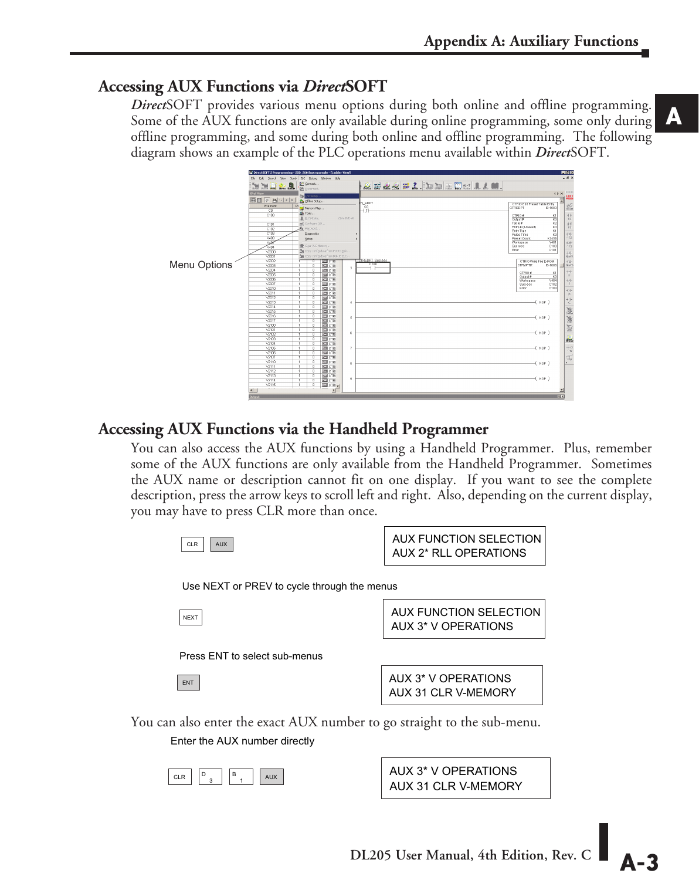## Accessing AUX Functions via *Direct*SOFT

*Direct*SOFT provides various menu options during both online and offline programming. Some of the AUX functions are only available during online programming, some only during offline programming, and some during both online and offline programming. The following diagram shows an example of the PLC operations menu available within *Direct*SOFT.

Menu Options

## Accessing AUX Functions via the Handheld Programmer

You can also access the AUX functions by using a Handheld Programmer. Plus, remember some of the AUX functions are only available from the Handheld Programmer. Sometimes the AUX name or description cannot fit on one display. If you want to see the complete description, press the arrow keys to scroll left and right. Also, depending on the current display, you may have to press CLR more than once.

CLR AUX

```
AUX FUNCTION SELECTION
AUX 2* RLL OPERATIONS
```

Use NEXT or PREV to cycle through the menus

NEXT

```
AUX FUNCTION SELECTION
AUX 3* V OPERATIONS
```

Press ENT to select sub-menus

ENT

```
AUX 3* V OPERATIONS
AUX 31 CLR V-MEMORY
```

You can also enter the exact AUX number to go straight to the sub-menu.

Enter the AUX number directly

CLR D 3 B 1 AUX

```
AUX 3* V OPERATIONS
AUX 31 CLR V-MEMORY
```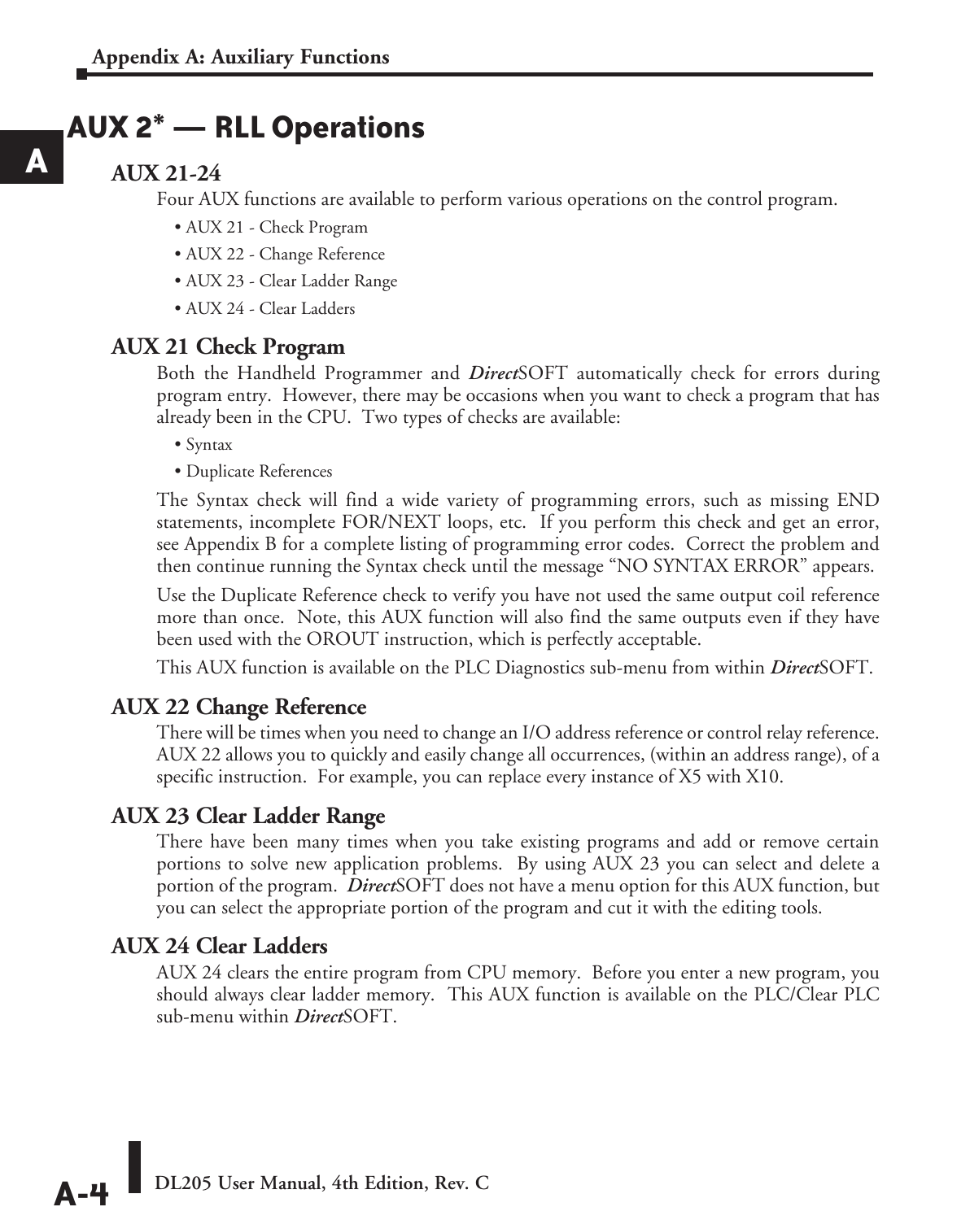# AUX 2* — RLL Operations

## AUX 21-24

Four AUX functions are available to perform various operations on the control program.

- AUX 21 - Check Program
- AUX 22 - Change Reference
- AUX 23 - Clear Ladder Range
- AUX 24 - Clear Ladders

## AUX 21 Check Program

Both the Handheld Programmer and ***Direct***SOFT automatically check for errors during program entry. However, there may be occasions when you want to check a program that has already been in the CPU. Two types of checks are available:

- Syntax
- Duplicate References

The Syntax check will find a wide variety of programming errors, such as missing END statements, incomplete FOR/NEXT loops, etc. If you perform this check and get an error, see Appendix B for a complete listing of programming error codes. Correct the problem and then continue running the Syntax check until the message "NO SYNTAX ERROR" appears.

Use the Duplicate Reference check to verify you have not used the same output coil reference more than once. Note, this AUX function will also find the same outputs even if they have been used with the OROUT instruction, which is perfectly acceptable.

This AUX function is available on the PLC Diagnostics sub-menu from within ***Direct***SOFT.

## AUX 22 Change Reference

There will be times when you need to change an I/O address reference or control relay reference. AUX 22 allows you to quickly and easily change all occurrences, (within an address range), of a specific instruction. For example, you can replace every instance of X5 with X10.

## AUX 23 Clear Ladder Range

There have been many times when you take existing programs and add or remove certain portions to solve new application problems. By using AUX 23 you can select and delete a portion of the program. ***Direct***SOFT does not have a menu option for this AUX function, but you can select the appropriate portion of the program and cut it with the editing tools.

## AUX 24 Clear Ladders

AUX 24 clears the entire program from CPU memory. Before you enter a new program, you should always clear ladder memory. This AUX function is available on the PLC/Clear PLC sub-menu within ***Direct***SOFT.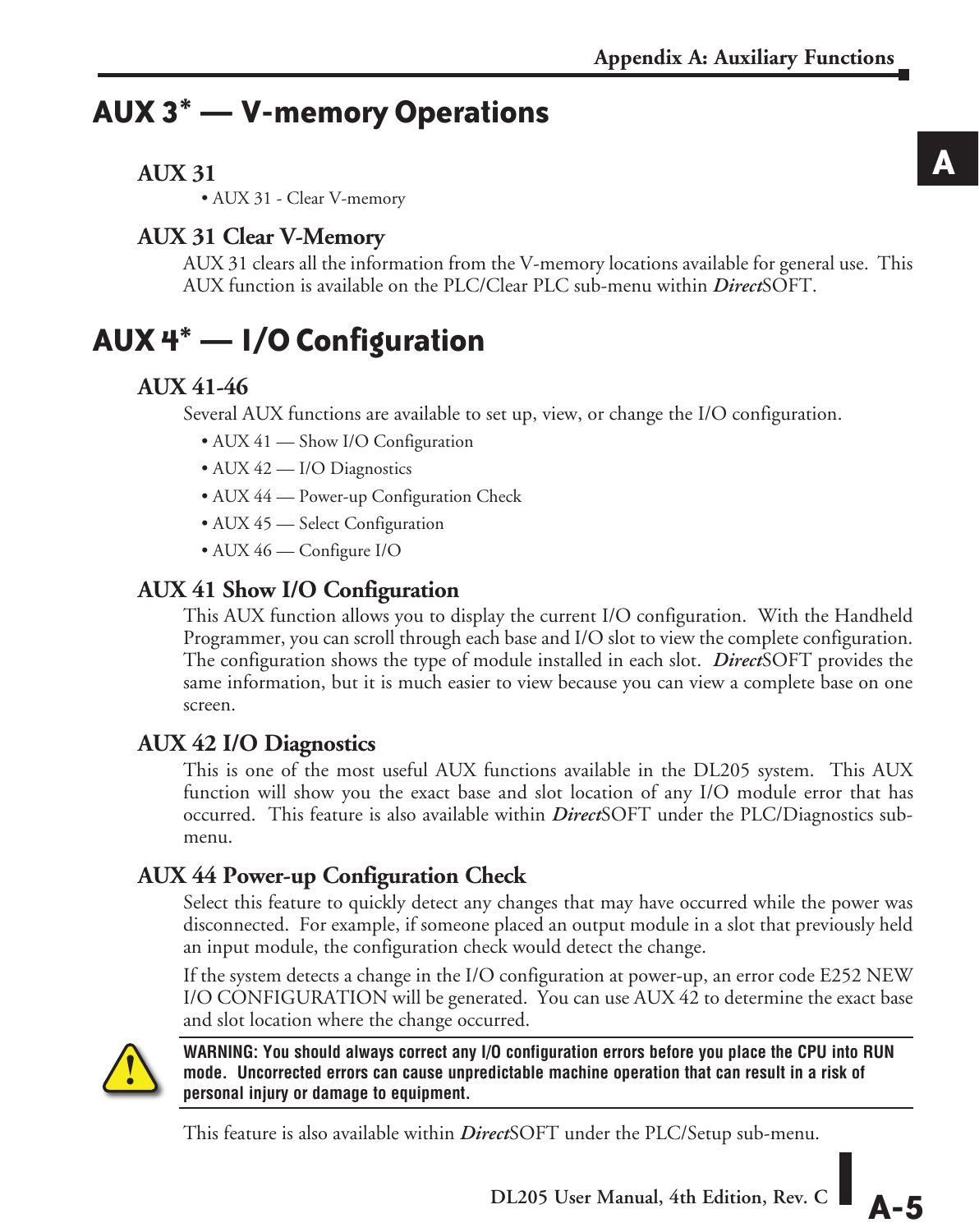# AUX 3* — V-memory Operations

### AUX 31

- AUX 31 - Clear V-memory

### AUX 31 Clear V-Memory

AUX 31 clears all the information from the V-memory locations available for general use. This AUX function is available on the PLC/Clear PLC sub-menu within ***Direct***SOFT.

# AUX 4* — I/O Configuration

### AUX 41-46

Several AUX functions are available to set up, view, or change the I/O configuration.

- AUX 41 — Show I/O Configuration
- AUX 42 — I/O Diagnostics
- AUX 44 — Power-up Configuration Check
- AUX 45 — Select Configuration
- AUX 46 — Configure I/O

### AUX 41 Show I/O Configuration

This AUX function allows you to display the current I/O configuration. With the Handheld Programmer, you can scroll through each base and I/O slot to view the complete configuration. The configuration shows the type of module installed in each slot. ***Direct***SOFT provides the same information, but it is much easier to view because you can view a complete base on one screen.

### AUX 42 I/O Diagnostics

This is one of the most useful AUX functions available in the DL205 system. This AUX function will show you the exact base and slot location of any I/O module error that has occurred. This feature is also available within ***Direct***SOFT under the PLC/Diagnostics sub-menu.

### AUX 44 Power-up Configuration Check

Select this feature to quickly detect any changes that may have occurred while the power was disconnected. For example, if someone placed an output module in a slot that previously held an input module, the configuration check would detect the change.

If the system detects a change in the I/O configuration at power-up, an error code E252 NEW I/O CONFIGURATION will be generated. You can use AUX 42 to determine the exact base and slot location where the change occurred.

**WARNING: You should always correct any I/O configuration errors before you place the CPU into RUN mode. Uncorrected errors can cause unpredictable machine operation that can result in a risk of personal injury or damage to equipment.**

This feature is also available within ***Direct***SOFT under the PLC/Setup sub-menu.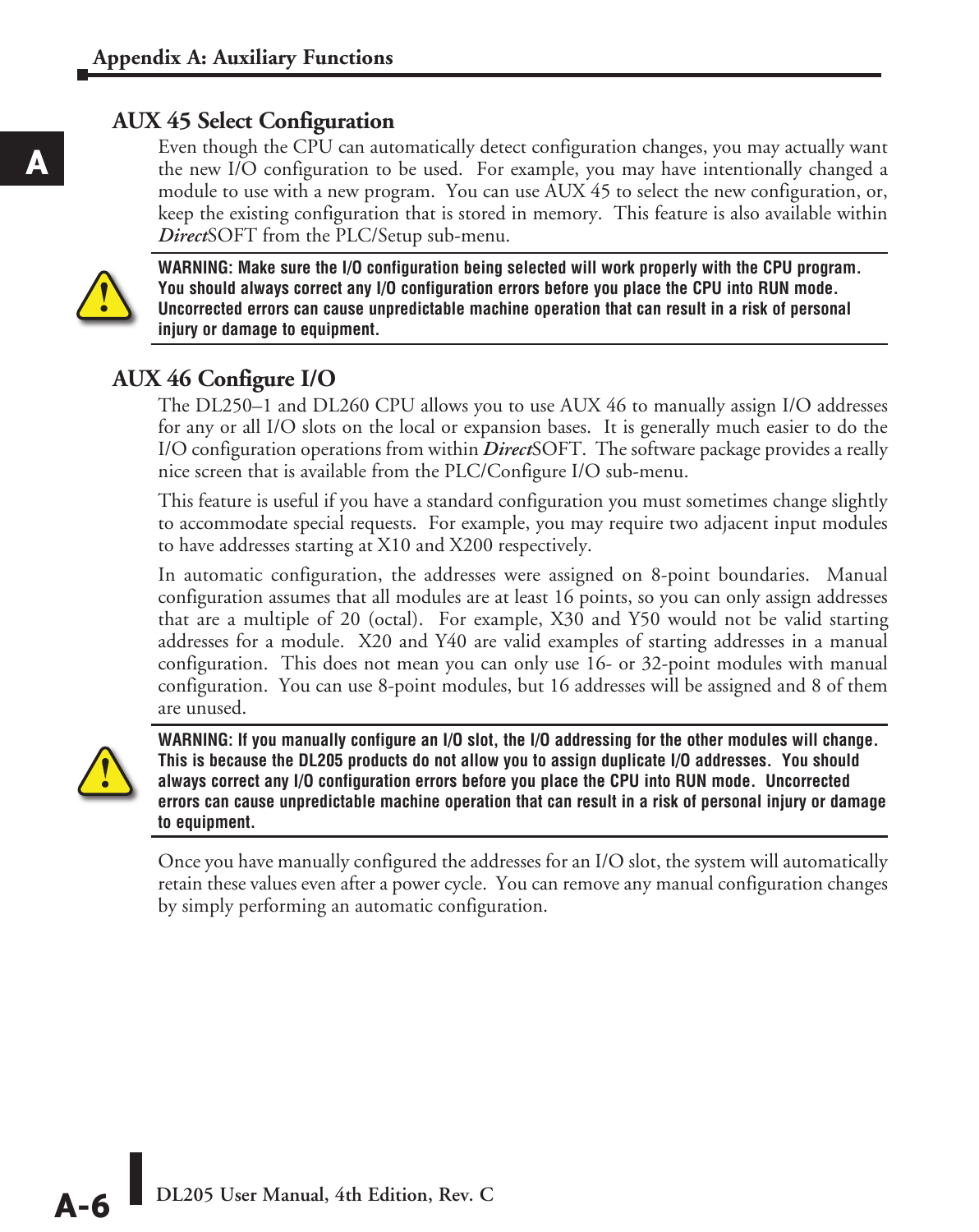## AUX 45 Select Configuration

Even though the CPU can automatically detect configuration changes, you may actually want the new I/O configuration to be used. For example, you may have intentionally changed a module to use with a new program. You can use AUX 45 to select the new configuration, or, keep the existing configuration that is stored in memory. This feature is also available within ***Direct***SOFT from the PLC/Setup sub-menu.

**WARNING: Make sure the I/O configuration being selected will work properly with the CPU program. You should always correct any I/O configuration errors before you place the CPU into RUN mode. Uncorrected errors can cause unpredictable machine operation that can result in a risk of personal injury or damage to equipment.**

## AUX 46 Configure I/O

The DL250–1 and DL260 CPU allows you to use AUX 46 to manually assign I/O addresses for any or all I/O slots on the local or expansion bases. It is generally much easier to do the I/O configuration operations from within ***Direct***SOFT. The software package provides a really nice screen that is available from the PLC/Configure I/O sub-menu.

This feature is useful if you have a standard configuration you must sometimes change slightly to accommodate special requests. For example, you may require two adjacent input modules to have addresses starting at X10 and X200 respectively.

In automatic configuration, the addresses were assigned on 8-point boundaries. Manual configuration assumes that all modules are at least 16 points, so you can only assign addresses that are a multiple of 20 (octal). For example, X30 and Y50 would not be valid starting addresses for a module. X20 and Y40 are valid examples of starting addresses in a manual configuration. This does not mean you can only use 16- or 32-point modules with manual configuration. You can use 8-point modules, but 16 addresses will be assigned and 8 of them are unused.

**WARNING: If you manually configure an I/O slot, the I/O addressing for the other modules will change. This is because the DL205 products do not allow you to assign duplicate I/O addresses. You should always correct any I/O configuration errors before you place the CPU into RUN mode. Uncorrected errors can cause unpredictable machine operation that can result in a risk of personal injury or damage to equipment.**

Once you have manually configured the addresses for an I/O slot, the system will automatically retain these values even after a power cycle. You can remove any manual configuration changes by simply performing an automatic configuration.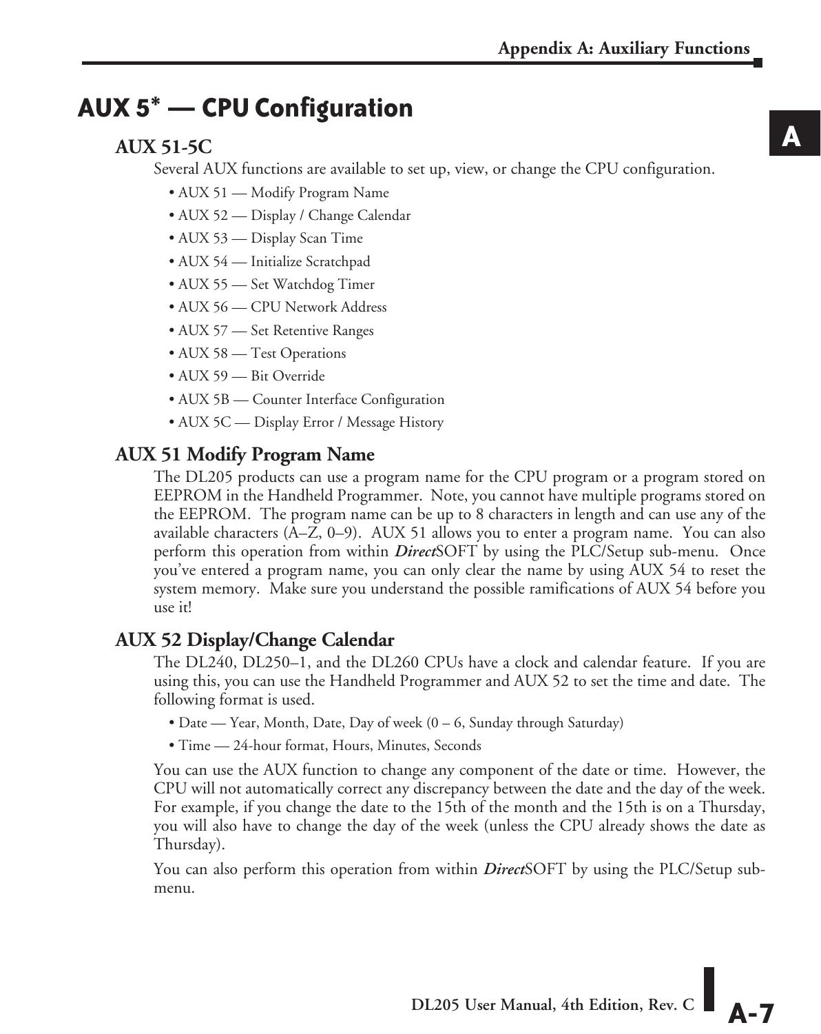# AUX 5* — CPU Configuration

## AUX 51-5C

Several AUX functions are available to set up, view, or change the CPU configuration.

- AUX 51 — Modify Program Name
- AUX 52 — Display / Change Calendar
- AUX 53 — Display Scan Time
- AUX 54 — Initialize Scratchpad
- AUX 55 — Set Watchdog Timer
- AUX 56 — CPU Network Address
- AUX 57 — Set Retentive Ranges
- AUX 58 — Test Operations
- AUX 59 — Bit Override
- AUX 5B — Counter Interface Configuration
- AUX 5C — Display Error / Message History

## AUX 51 Modify Program Name

The DL205 products can use a program name for the CPU program or a program stored on EEPROM in the Handheld Programmer. Note, you cannot have multiple programs stored on the EEPROM. The program name can be up to 8 characters in length and can use any of the available characters (A–Z, 0–9). AUX 51 allows you to enter a program name. You can also perform this operation from within ***Direct***SOFT by using the PLC/Setup sub-menu. Once you've entered a program name, you can only clear the name by using AUX 54 to reset the system memory. Make sure you understand the possible ramifications of AUX 54 before you use it!

## AUX 52 Display/Change Calendar

The DL240, DL250–1, and the DL260 CPUs have a clock and calendar feature. If you are using this, you can use the Handheld Programmer and AUX 52 to set the time and date. The following format is used.

- Date — Year, Month, Date, Day of week (0 – 6, Sunday through Saturday)
- Time — 24-hour format, Hours, Minutes, Seconds

You can use the AUX function to change any component of the date or time. However, the CPU will not automatically correct any discrepancy between the date and the day of the week. For example, if you change the date to the 15th of the month and the 15th is on a Thursday, you will also have to change the day of the week (unless the CPU already shows the date as Thursday).

You can also perform this operation from within ***Direct***SOFT by using the PLC/Setup sub-menu.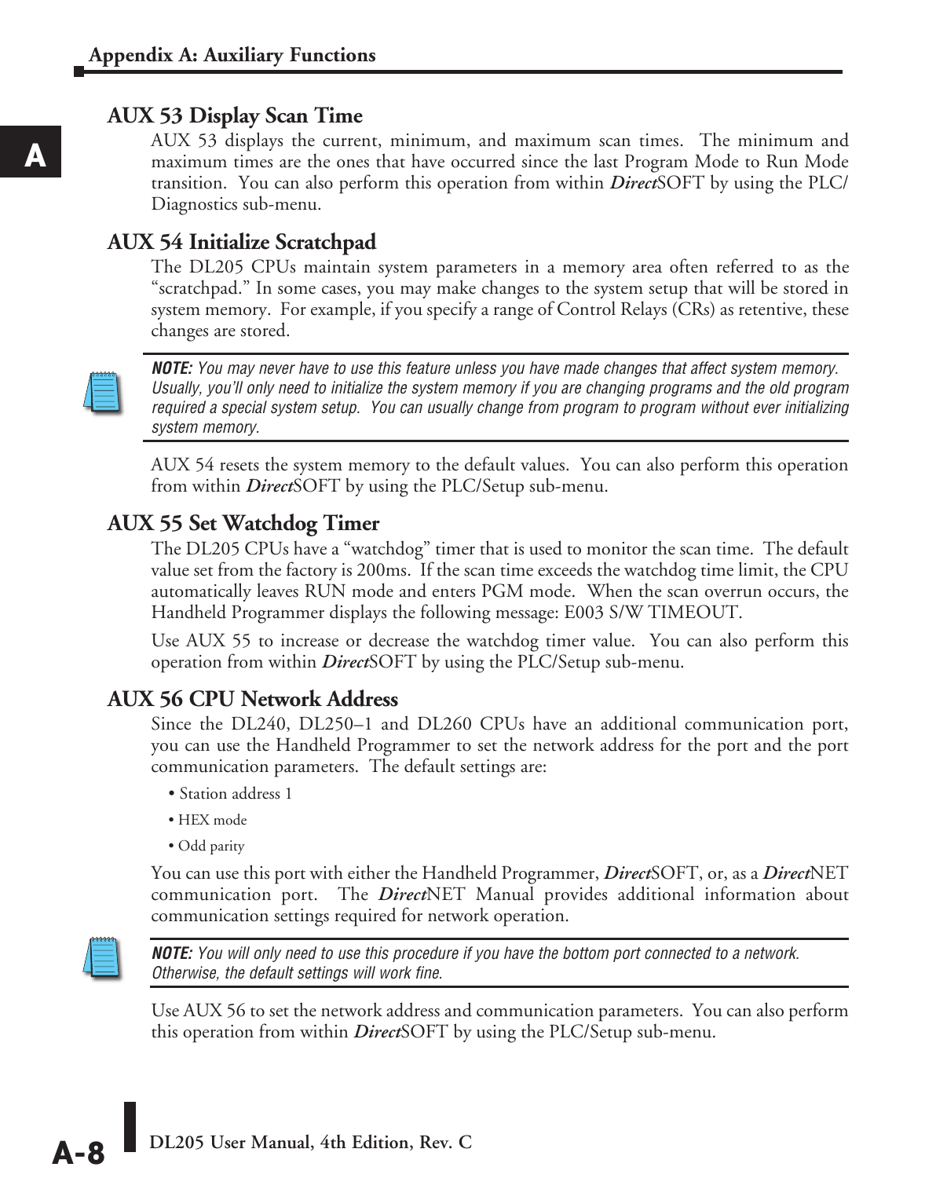### AUX 53 Display Scan Time

AUX 53 displays the current, minimum, and maximum scan times. The minimum and maximum times are the ones that have occurred since the last Program Mode to Run Mode transition. You can also perform this operation from within ***Direct***SOFT by using the PLC/Diagnostics sub-menu.

### AUX 54 Initialize Scratchpad

The DL205 CPUs maintain system parameters in a memory area often referred to as the "scratchpad." In some cases, you may make changes to the system setup that will be stored in system memory. For example, if you specify a range of Control Relays (CRs) as retentive, these changes are stored.

> ***NOTE:*** *You may never have to use this feature unless you have made changes that affect system memory. Usually, you'll only need to initialize the system memory if you are changing programs and the old program required a special system setup. You can usually change from program to program without ever initializing system memory.*

AUX 54 resets the system memory to the default values. You can also perform this operation from within ***Direct***SOFT by using the PLC/Setup sub-menu.

### AUX 55 Set Watchdog Timer

The DL205 CPUs have a "watchdog" timer that is used to monitor the scan time. The default value set from the factory is 200ms. If the scan time exceeds the watchdog time limit, the CPU automatically leaves RUN mode and enters PGM mode. When the scan overrun occurs, the Handheld Programmer displays the following message: E003 S/W TIMEOUT.

Use AUX 55 to increase or decrease the watchdog timer value. You can also perform this operation from within ***Direct***SOFT by using the PLC/Setup sub-menu.

### AUX 56 CPU Network Address

Since the DL240, DL250–1 and DL260 CPUs have an additional communication port, you can use the Handheld Programmer to set the network address for the port and the port communication parameters. The default settings are:

- Station address 1
- HEX mode
- Odd parity

You can use this port with either the Handheld Programmer, ***Direct***SOFT, or, as a ***Direct***NET communication port. The ***Direct***NET Manual provides additional information about communication settings required for network operation.

> ***NOTE:*** *You will only need to use this procedure if you have the bottom port connected to a network. Otherwise, the default settings will work fine.*

Use AUX 56 to set the network address and communication parameters. You can also perform this operation from within ***Direct***SOFT by using the PLC/Setup sub-menu.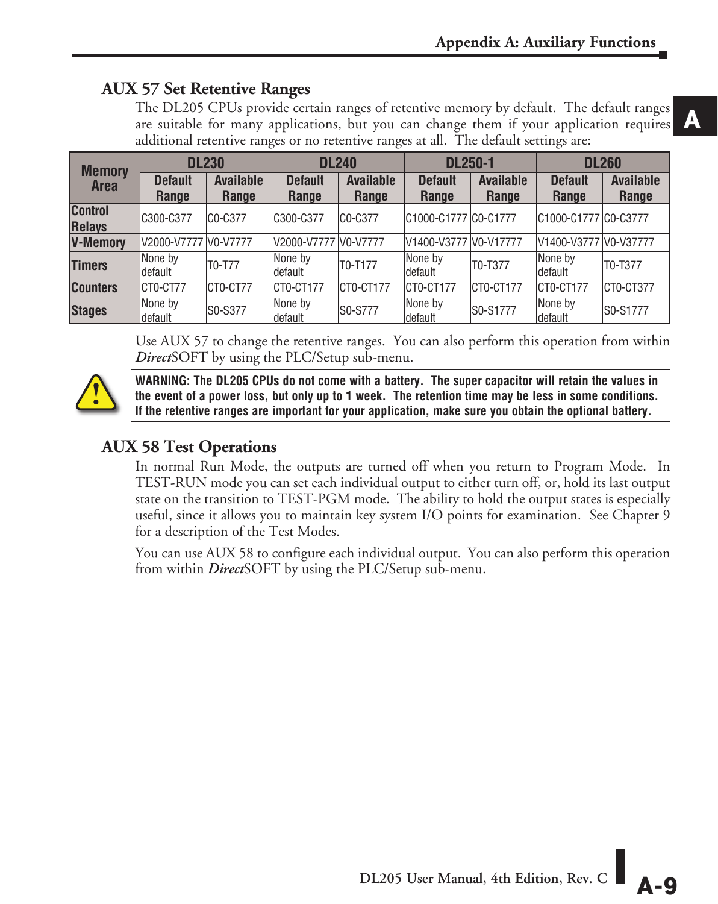## AUX 57 Set Retentive Ranges

The DL205 CPUs provide certain ranges of retentive memory by default. The default ranges are suitable for many applications, but you can change them if your application requires additional retentive ranges or no retentive ranges at all. The default settings are:

| Memory Area | DL230 | | DL240 | | DL250-1 | | DL260 | |
|---|---|---|---|---|---|---|---|---|
| | Default Range | Available Range | Default Range | Available Range | Default Range | Available Range | Default Range | Available Range |
| Control Relays | C300-C377 | C0-C377 | C300-C377 | C0-C377 | C1000-C1777 | C0-C1777 | C1000-C1777 | C0-C3777 |
| V-Memory | V2000-V7777 | V0-V7777 | V2000-V7777 | V0-V7777 | V1400-V3777 | V0-V17777 | V1400-V3777 | V0-V37777 |
| Timers | None by default | T0-T77 | None by default | T0-T177 | None by default | T0-T377 | None by default | T0-T377 |
| Counters | CT0-CT77 | CT0-CT77 | CT0-CT177 | CT0-CT177 | CT0-CT177 | CT0-CT177 | CT0-CT177 | CT0-CT377 |
| Stages | None by default | S0-S377 | None by default | S0-S777 | None by default | S0-S1777 | None by default | S0-S1777 |

Use AUX 57 to change the retentive ranges. You can also perform this operation from within ***Direct***SOFT by using the PLC/Setup sub-menu.

**WARNING: The DL205 CPUs do not come with a battery. The super capacitor will retain the values in the event of a power loss, but only up to 1 week. The retention time may be less in some conditions. If the retentive ranges are important for your application, make sure you obtain the optional battery.**

## AUX 58 Test Operations

In normal Run Mode, the outputs are turned off when you return to Program Mode. In TEST-RUN mode you can set each individual output to either turn off, or, hold its last output state on the transition to TEST-PGM mode. The ability to hold the output states is especially useful, since it allows you to maintain key system I/O points for examination. See Chapter 9 for a description of the Test Modes.

You can use AUX 58 to configure each individual output. You can also perform this operation from within ***Direct***SOFT by using the PLC/Setup sub-menu.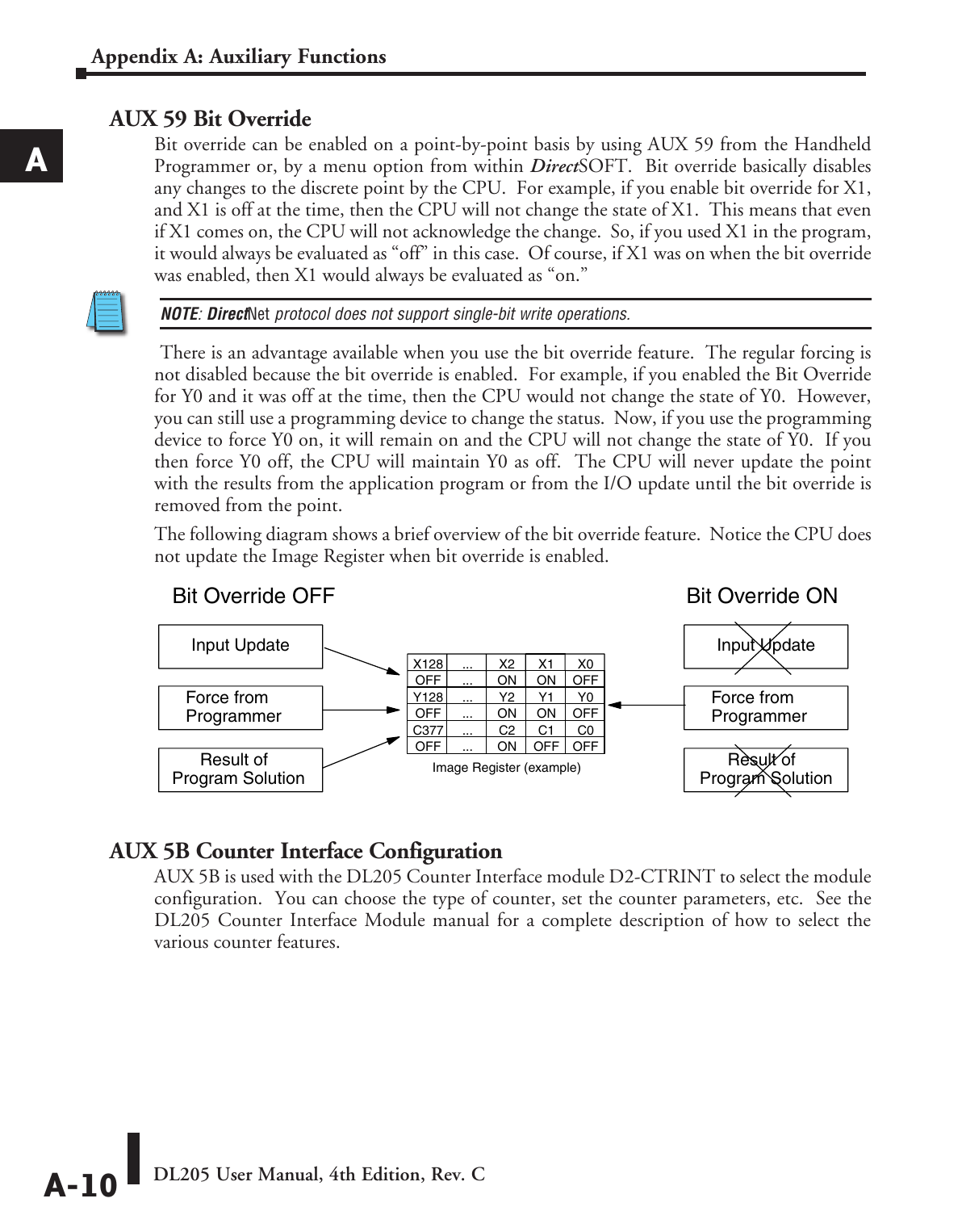## AUX 59 Bit Override

Bit override can be enabled on a point-by-point basis by using AUX 59 from the Handheld Programmer or, by a menu option from within ***Direct***SOFT. Bit override basically disables any changes to the discrete point by the CPU. For example, if you enable bit override for X1, and X1 is off at the time, then the CPU will not change the state of X1. This means that even if X1 comes on, the CPU will not acknowledge the change. So, if you used X1 in the program, it would always be evaluated as "off" in this case. Of course, if X1 was on when the bit override was enabled, then X1 would always be evaluated as "on."

***NOTE**: **Direct**Net protocol does not support single-bit write operations.*

There is an advantage available when you use the bit override feature. The regular forcing is not disabled because the bit override is enabled. For example, if you enabled the Bit Override for Y0 and it was off at the time, then the CPU would not change the state of Y0. However, you can still use a programming device to change the status. Now, if you use the programming device to force Y0 on, it will remain on and the CPU will not change the state of Y0. If you then force Y0 off, the CPU will maintain Y0 as off. The CPU will never update the point with the results from the application program or from the I/O update until the bit override is removed from the point.

The following diagram shows a brief overview of the bit override feature. Notice the CPU does not update the Image Register when bit override is enabled.

**Bit Override OFF** — Input Update, Force from Programmer, Result of Program Solution → Image Register

**Bit Override ON** — ~~Input Update~~, Force from Programmer, ~~Result of Program Solution~~ → Image Register

| X128 | ... | X2 | X1 | X0 |
|---|---|---|---|---|
| OFF | ... | ON | ON | OFF |
| Y128 | ... | Y2 | Y1 | Y0 |
| OFF | ... | ON | ON | OFF |
| C377 | ... | C2 | C1 | C0 |
| OFF | ... | ON | OFF | OFF |

Image Register (example)

## AUX 5B Counter Interface Configuration

AUX 5B is used with the DL205 Counter Interface module D2-CTRINT to select the module configuration. You can choose the type of counter, set the counter parameters, etc. See the DL205 Counter Interface Module manual for a complete description of how to select the various counter features.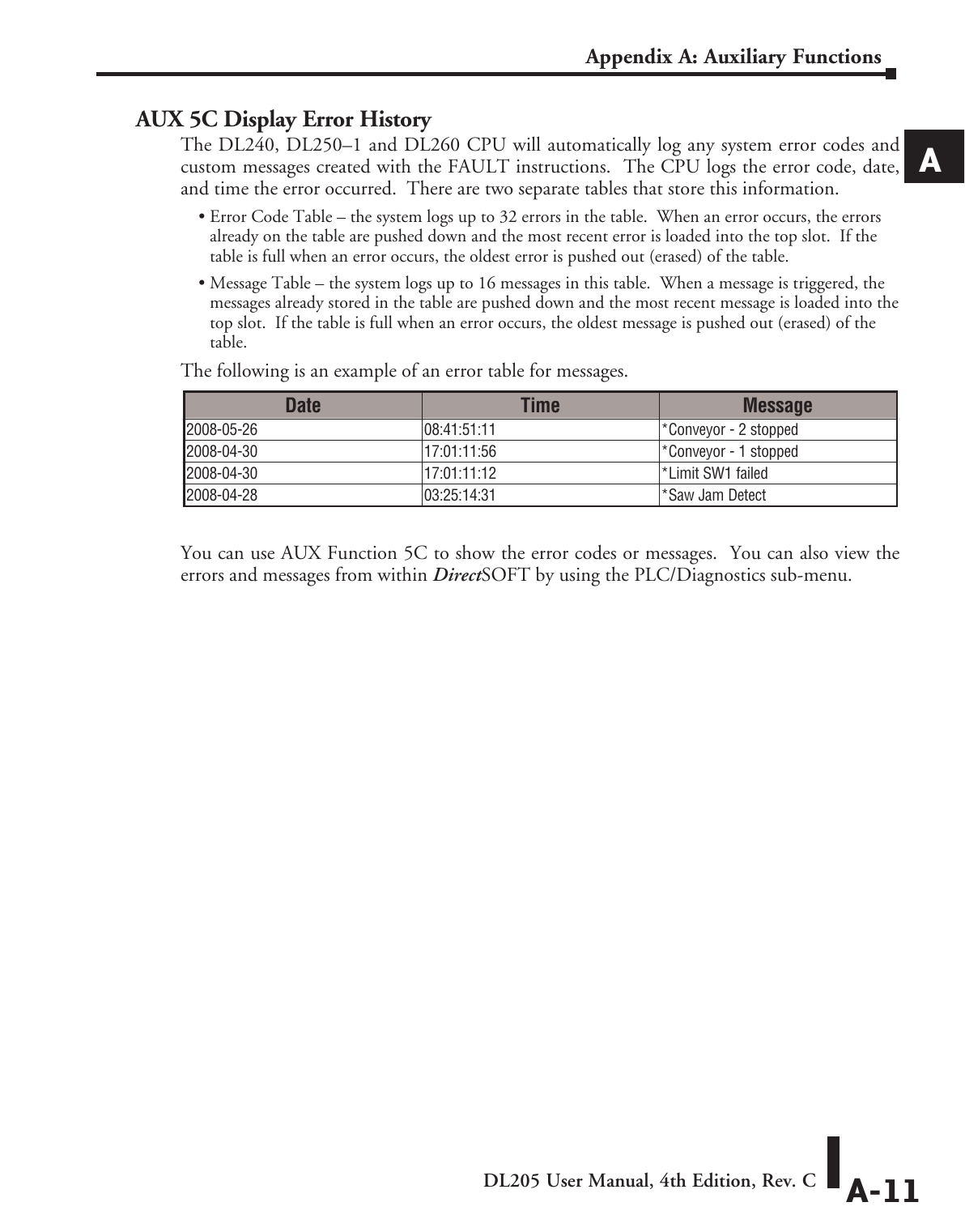## AUX 5C Display Error History

The DL240, DL250–1 and DL260 CPU will automatically log any system error codes and custom messages created with the FAULT instructions. The CPU logs the error code, date, and time the error occurred. There are two separate tables that store this information.

- Error Code Table – the system logs up to 32 errors in the table. When an error occurs, the errors already on the table are pushed down and the most recent error is loaded into the top slot. If the table is full when an error occurs, the oldest error is pushed out (erased) of the table.
- Message Table – the system logs up to 16 messages in this table. When a message is triggered, the messages already stored in the table are pushed down and the most recent message is loaded into the top slot. If the table is full when an error occurs, the oldest message is pushed out (erased) of the table.

The following is an example of an error table for messages.

| Date | Time | Message |
| --- | --- | --- |
| 2008-05-26 | 08:41:51:11 | *Conveyor - 2 stopped |
| 2008-04-30 | 17:01:11:56 | *Conveyor - 1 stopped |
| 2008-04-30 | 17:01:11:12 | *Limit SW1 failed |
| 2008-04-28 | 03:25:14:31 | *Saw Jam Detect |

You can use AUX Function 5C to show the error codes or messages. You can also view the errors and messages from within ***Direct***SOFT by using the PLC/Diagnostics sub-menu.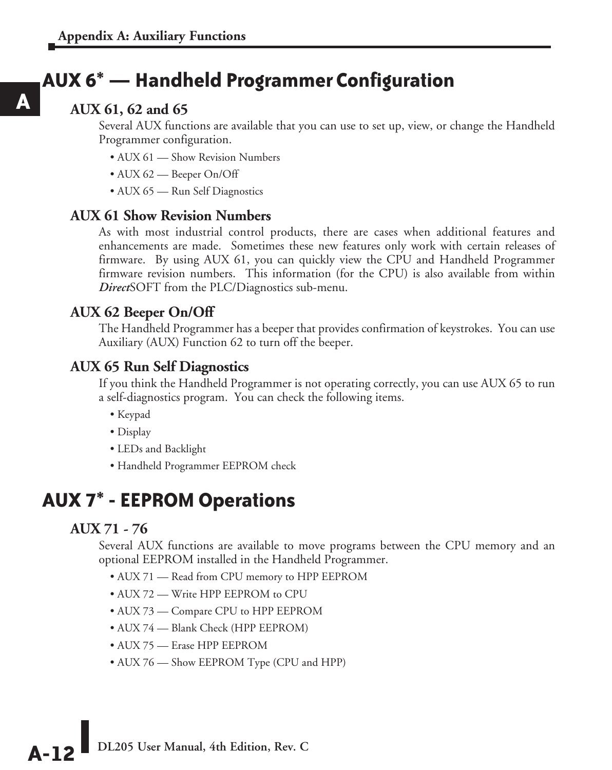## AUX 6* — Handheld Programmer Configuration

### AUX 61, 62 and 65

Several AUX functions are available that you can use to set up, view, or change the Handheld Programmer configuration.

- AUX 61 — Show Revision Numbers
- AUX 62 — Beeper On/Off
- AUX 65 — Run Self Diagnostics

### AUX 61 Show Revision Numbers

As with most industrial control products, there are cases when additional features and enhancements are made. Sometimes these new features only work with certain releases of firmware. By using AUX 61, you can quickly view the CPU and Handheld Programmer firmware revision numbers. This information (for the CPU) is also available from within ***Direct***SOFT from the PLC/Diagnostics sub-menu.

### AUX 62 Beeper On/Off

The Handheld Programmer has a beeper that provides confirmation of keystrokes. You can use Auxiliary (AUX) Function 62 to turn off the beeper.

### AUX 65 Run Self Diagnostics

If you think the Handheld Programmer is not operating correctly, you can use AUX 65 to run a self-diagnostics program. You can check the following items.

- Keypad
- Display
- LEDs and Backlight
- Handheld Programmer EEPROM check

## AUX 7* - EEPROM Operations

### AUX 71 - 76

Several AUX functions are available to move programs between the CPU memory and an optional EEPROM installed in the Handheld Programmer.

- AUX 71 — Read from CPU memory to HPP EEPROM
- AUX 72 — Write HPP EEPROM to CPU
- AUX 73 — Compare CPU to HPP EEPROM
- AUX 74 — Blank Check (HPP EEPROM)
- AUX 75 — Erase HPP EEPROM
- AUX 76 — Show EEPROM Type (CPU and HPP)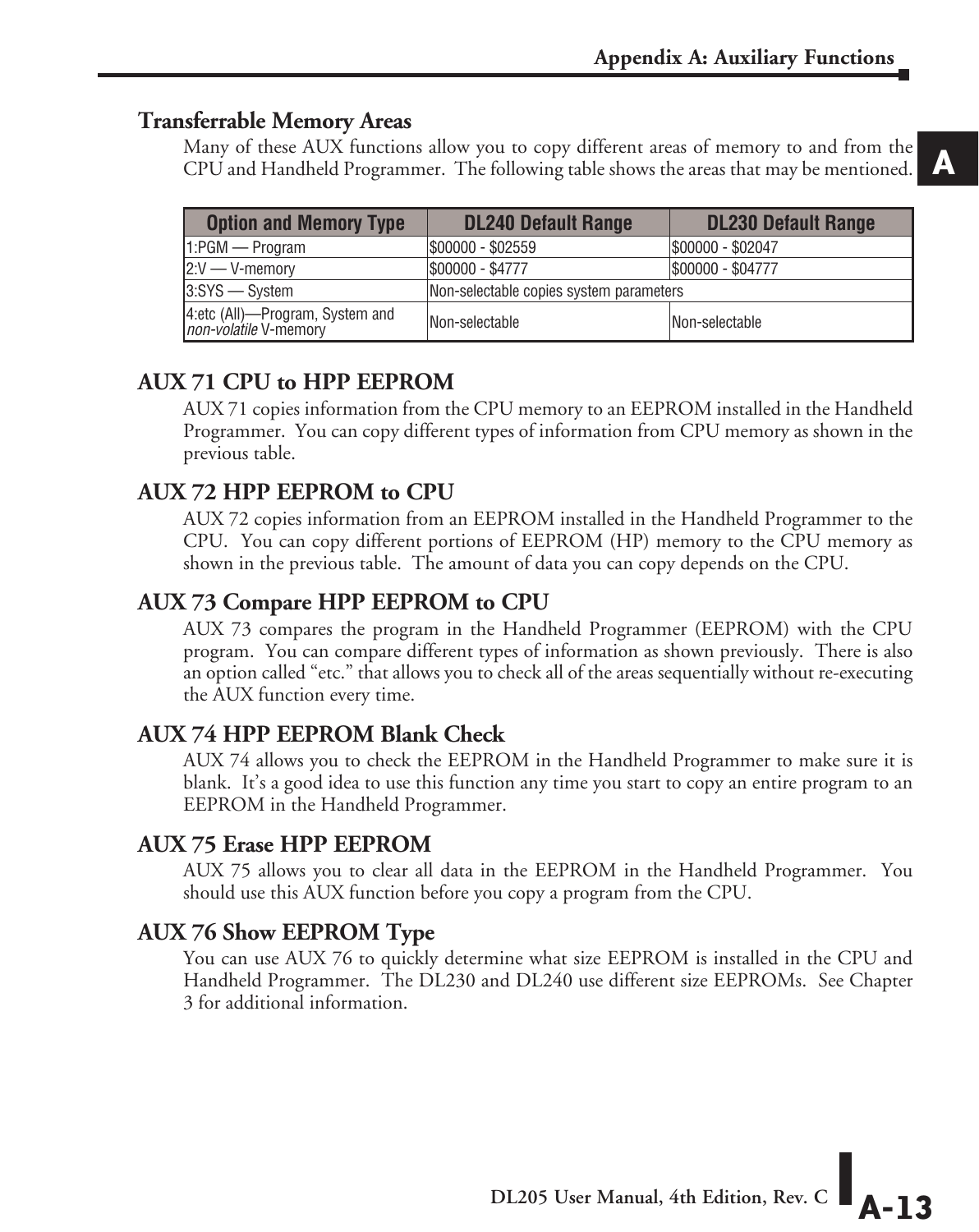## Transferrable Memory Areas

Many of these AUX functions allow you to copy different areas of memory to and from the CPU and Handheld Programmer. The following table shows the areas that may be mentioned.

| Option and Memory Type | DL240 Default Range | DL230 Default Range |
|---|---|---|
| 1:PGM — Program | $00000 - $02559 | $00000 - $02047 |
| 2:V — V-memory | $00000 - $4777 | $00000 - $04777 |
| 3:SYS — System | Non-selectable copies system parameters | |
| 4:etc (All)—Program, System and *non-volatile* V-memory | Non-selectable | Non-selectable |

## AUX 71 CPU to HPP EEPROM

AUX 71 copies information from the CPU memory to an EEPROM installed in the Handheld Programmer. You can copy different types of information from CPU memory as shown in the previous table.

## AUX 72 HPP EEPROM to CPU

AUX 72 copies information from an EEPROM installed in the Handheld Programmer to the CPU. You can copy different portions of EEPROM (HP) memory to the CPU memory as shown in the previous table. The amount of data you can copy depends on the CPU.

## AUX 73 Compare HPP EEPROM to CPU

AUX 73 compares the program in the Handheld Programmer (EEPROM) with the CPU program. You can compare different types of information as shown previously. There is also an option called "etc." that allows you to check all of the areas sequentially without re-executing the AUX function every time.

## AUX 74 HPP EEPROM Blank Check

AUX 74 allows you to check the EEPROM in the Handheld Programmer to make sure it is blank. It's a good idea to use this function any time you start to copy an entire program to an EEPROM in the Handheld Programmer.

## AUX 75 Erase HPP EEPROM

AUX 75 allows you to clear all data in the EEPROM in the Handheld Programmer. You should use this AUX function before you copy a program from the CPU.

## AUX 76 Show EEPROM Type

You can use AUX 76 to quickly determine what size EEPROM is installed in the CPU and Handheld Programmer. The DL230 and DL240 use different size EEPROMs. See Chapter 3 for additional information.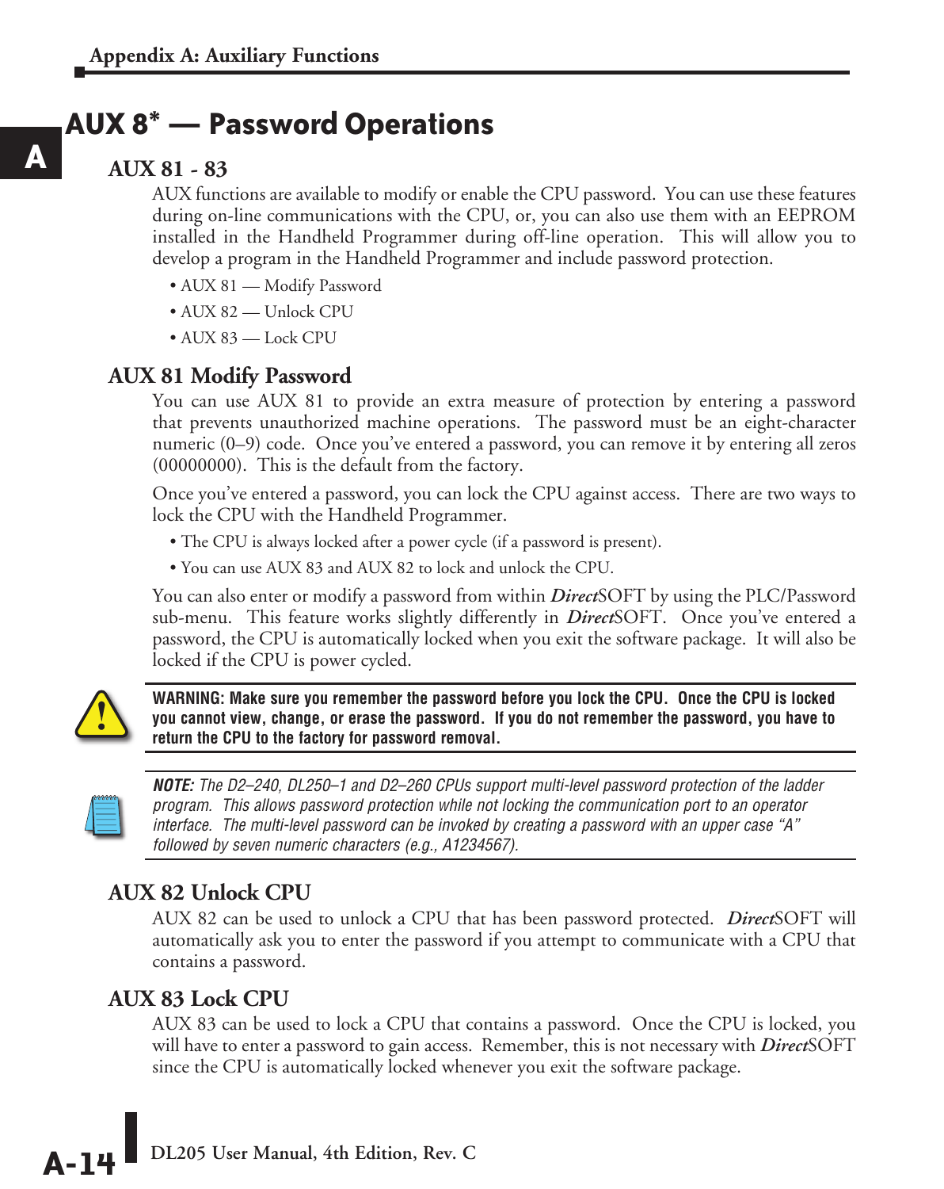# AUX 8* — Password Operations

## AUX 81 - 83

AUX functions are available to modify or enable the CPU password. You can use these features during on-line communications with the CPU, or, you can also use them with an EEPROM installed in the Handheld Programmer during off-line operation. This will allow you to develop a program in the Handheld Programmer and include password protection.

- AUX 81 — Modify Password
- AUX 82 — Unlock CPU
- AUX 83 — Lock CPU

## AUX 81 Modify Password

You can use AUX 81 to provide an extra measure of protection by entering a password that prevents unauthorized machine operations. The password must be an eight-character numeric (0–9) code. Once you've entered a password, you can remove it by entering all zeros (00000000). This is the default from the factory.

Once you've entered a password, you can lock the CPU against access. There are two ways to lock the CPU with the Handheld Programmer.

- The CPU is always locked after a power cycle (if a password is present).
- You can use AUX 83 and AUX 82 to lock and unlock the CPU.

You can also enter or modify a password from within ***Direct***SOFT by using the PLC/Password sub-menu. This feature works slightly differently in ***Direct***SOFT. Once you've entered a password, the CPU is automatically locked when you exit the software package. It will also be locked if the CPU is power cycled.

**WARNING: Make sure you remember the password before you lock the CPU. Once the CPU is locked you cannot view, change, or erase the password. If you do not remember the password, you have to return the CPU to the factory for password removal.**

***NOTE:*** *The D2–240, DL250–1 and D2–260 CPUs support multi-level password protection of the ladder program. This allows password protection while not locking the communication port to an operator interface. The multi-level password can be invoked by creating a password with an upper case "A" followed by seven numeric characters (e.g., A1234567).*

## AUX 82 Unlock CPU

AUX 82 can be used to unlock a CPU that has been password protected. ***Direct***SOFT will automatically ask you to enter the password if you attempt to communicate with a CPU that contains a password.

## AUX 83 Lock CPU

AUX 83 can be used to lock a CPU that contains a password. Once the CPU is locked, you will have to enter a password to gain access. Remember, this is not necessary with ***Direct***SOFT since the CPU is automatically locked whenever you exit the software package.